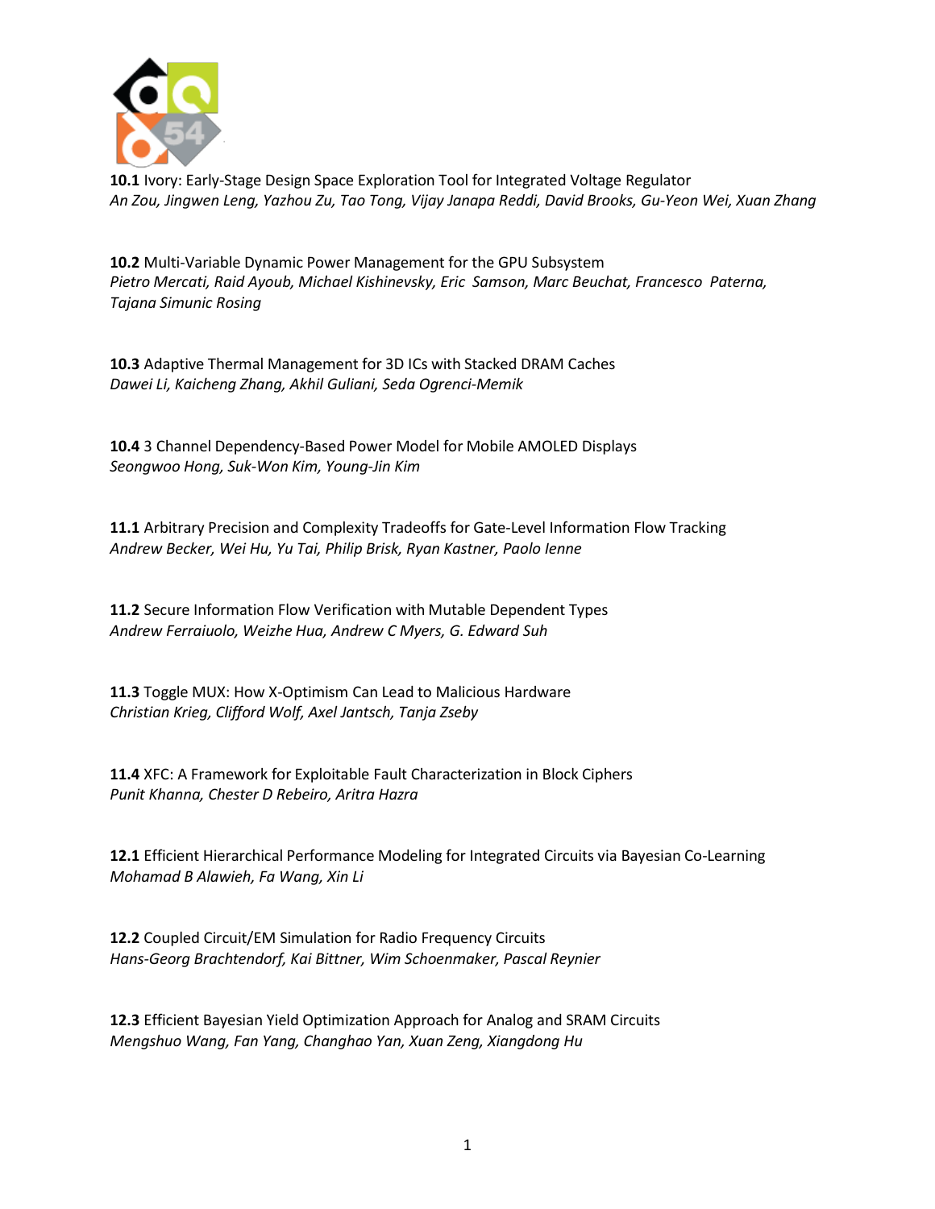**10.1** Ivory: Early-Stage Design Space Exploration Tool for Integrated Voltage Regulator
*An Zou, Jingwen Leng, Yazhou Zu, Tao Tong, Vijay Janapa Reddi, David Brooks, Gu-Yeon Wei, Xuan Zhang*

**10.2** Multi-Variable Dynamic Power Management for the GPU Subsystem
*Pietro Mercati, Raid Ayoub, Michael Kishinevsky, Eric Samson, Marc Beuchat, Francesco Paterna, Tajana Simunic Rosing*

**10.3** Adaptive Thermal Management for 3D ICs with Stacked DRAM Caches
*Dawei Li, Kaicheng Zhang, Akhil Guliani, Seda Ogrenci-Memik*

**10.4** 3 Channel Dependency-Based Power Model for Mobile AMOLED Displays
*Seongwoo Hong, Suk-Won Kim, Young-Jin Kim*

**11.1** Arbitrary Precision and Complexity Tradeoffs for Gate-Level Information Flow Tracking
*Andrew Becker, Wei Hu, Yu Tai, Philip Brisk, Ryan Kastner, Paolo Ienne*

**11.2** Secure Information Flow Verification with Mutable Dependent Types
*Andrew Ferraiuolo, Weizhe Hua, Andrew C Myers, G. Edward Suh*

**11.3** Toggle MUX: How X-Optimism Can Lead to Malicious Hardware
*Christian Krieg, Clifford Wolf, Axel Jantsch, Tanja Zseby*

**11.4** XFC: A Framework for Exploitable Fault Characterization in Block Ciphers
*Punit Khanna, Chester D Rebeiro, Aritra Hazra*

**12.1** Efficient Hierarchical Performance Modeling for Integrated Circuits via Bayesian Co-Learning
*Mohamad B Alawieh, Fa Wang, Xin Li*

**12.2** Coupled Circuit/EM Simulation for Radio Frequency Circuits
*Hans-Georg Brachtendorf, Kai Bittner, Wim Schoenmaker, Pascal Reynier*

**12.3** Efficient Bayesian Yield Optimization Approach for Analog and SRAM Circuits
*Mengshuo Wang, Fan Yang, Changhao Yan, Xuan Zeng, Xiangdong Hu*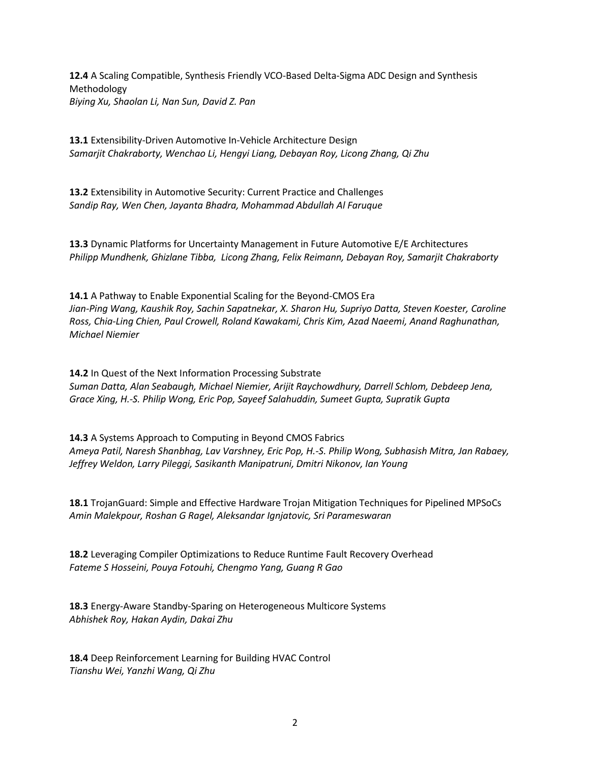**12.4** A Scaling Compatible, Synthesis Friendly VCO-Based Delta-Sigma ADC Design and Synthesis Methodology
*Biying Xu, Shaolan Li, Nan Sun, David Z. Pan*

**13.1** Extensibility-Driven Automotive In-Vehicle Architecture Design
*Samarjit Chakraborty, Wenchao Li, Hengyi Liang, Debayan Roy, Licong Zhang, Qi Zhu*

**13.2** Extensibility in Automotive Security: Current Practice and Challenges
*Sandip Ray, Wen Chen, Jayanta Bhadra, Mohammad Abdullah Al Faruque*

**13.3** Dynamic Platforms for Uncertainty Management in Future Automotive E/E Architectures
*Philipp Mundhenk, Ghizlane Tibba, Licong Zhang, Felix Reimann, Debayan Roy, Samarjit Chakraborty*

**14.1** A Pathway to Enable Exponential Scaling for the Beyond-CMOS Era
*Jian-Ping Wang, Kaushik Roy, Sachin Sapatnekar, X. Sharon Hu, Supriyo Datta, Steven Koester, Caroline Ross, Chia-Ling Chien, Paul Crowell, Roland Kawakami, Chris Kim, Azad Naeemi, Anand Raghunathan, Michael Niemier*

**14.2** In Quest of the Next Information Processing Substrate
*Suman Datta, Alan Seabaugh, Michael Niemier, Arijit Raychowdhury, Darrell Schlom, Debdeep Jena, Grace Xing, H.-S. Philip Wong, Eric Pop, Sayeef Salahuddin, Sumeet Gupta, Supratik Gupta*

**14.3** A Systems Approach to Computing in Beyond CMOS Fabrics
*Ameya Patil, Naresh Shanbhag, Lav Varshney, Eric Pop, H.-S. Philip Wong, Subhasish Mitra, Jan Rabaey, Jeffrey Weldon, Larry Pileggi, Sasikanth Manipatruni, Dmitri Nikonov, Ian Young*

**18.1** TrojanGuard: Simple and Effective Hardware Trojan Mitigation Techniques for Pipelined MPSoCs
*Amin Malekpour, Roshan G Ragel, Aleksandar Ignjatovic, Sri Parameswaran*

**18.2** Leveraging Compiler Optimizations to Reduce Runtime Fault Recovery Overhead
*Fateme S Hosseini, Pouya Fotouhi, Chengmo Yang, Guang R Gao*

**18.3** Energy-Aware Standby-Sparing on Heterogeneous Multicore Systems
*Abhishek Roy, Hakan Aydin, Dakai Zhu*

**18.4** Deep Reinforcement Learning for Building HVAC Control
*Tianshu Wei, Yanzhi Wang, Qi Zhu*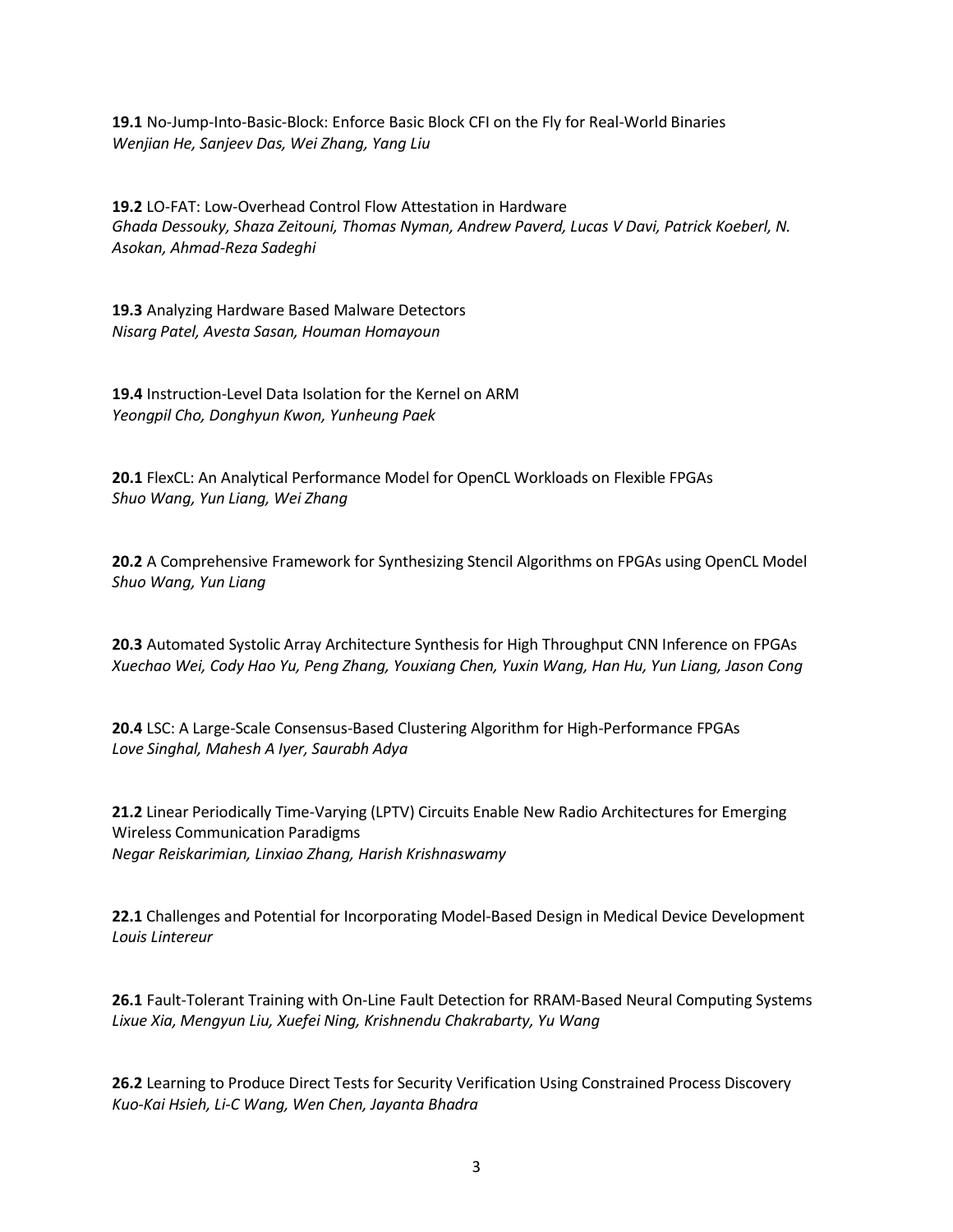**19.1** No-Jump-Into-Basic-Block: Enforce Basic Block CFI on the Fly for Real-World Binaries
*Wenjian He, Sanjeev Das, Wei Zhang, Yang Liu*

**19.2** LO-FAT: Low-Overhead Control Flow Attestation in Hardware
*Ghada Dessouky, Shaza Zeitouni, Thomas Nyman, Andrew Paverd, Lucas V Davi, Patrick Koeberl, N. Asokan, Ahmad-Reza Sadeghi*

**19.3** Analyzing Hardware Based Malware Detectors
*Nisarg Patel, Avesta Sasan, Houman Homayoun*

**19.4** Instruction-Level Data Isolation for the Kernel on ARM
*Yeongpil Cho, Donghyun Kwon, Yunheung Paek*

**20.1** FlexCL: An Analytical Performance Model for OpenCL Workloads on Flexible FPGAs
*Shuo Wang, Yun Liang, Wei Zhang*

**20.2** A Comprehensive Framework for Synthesizing Stencil Algorithms on FPGAs using OpenCL Model
*Shuo Wang, Yun Liang*

**20.3** Automated Systolic Array Architecture Synthesis for High Throughput CNN Inference on FPGAs
*Xuechao Wei, Cody Hao Yu, Peng Zhang, Youxiang Chen, Yuxin Wang, Han Hu, Yun Liang, Jason Cong*

**20.4** LSC: A Large-Scale Consensus-Based Clustering Algorithm for High-Performance FPGAs
*Love Singhal, Mahesh A Iyer, Saurabh Adya*

**21.2** Linear Periodically Time-Varying (LPTV) Circuits Enable New Radio Architectures for Emerging Wireless Communication Paradigms
*Negar Reiskarimian, Linxiao Zhang, Harish Krishnaswamy*

**22.1** Challenges and Potential for Incorporating Model-Based Design in Medical Device Development
*Louis Lintereur*

**26.1** Fault-Tolerant Training with On-Line Fault Detection for RRAM-Based Neural Computing Systems
*Lixue Xia, Mengyun Liu, Xuefei Ning, Krishnendu Chakrabarty, Yu Wang*

**26.2** Learning to Produce Direct Tests for Security Verification Using Constrained Process Discovery
*Kuo-Kai Hsieh, Li-C Wang, Wen Chen, Jayanta Bhadra*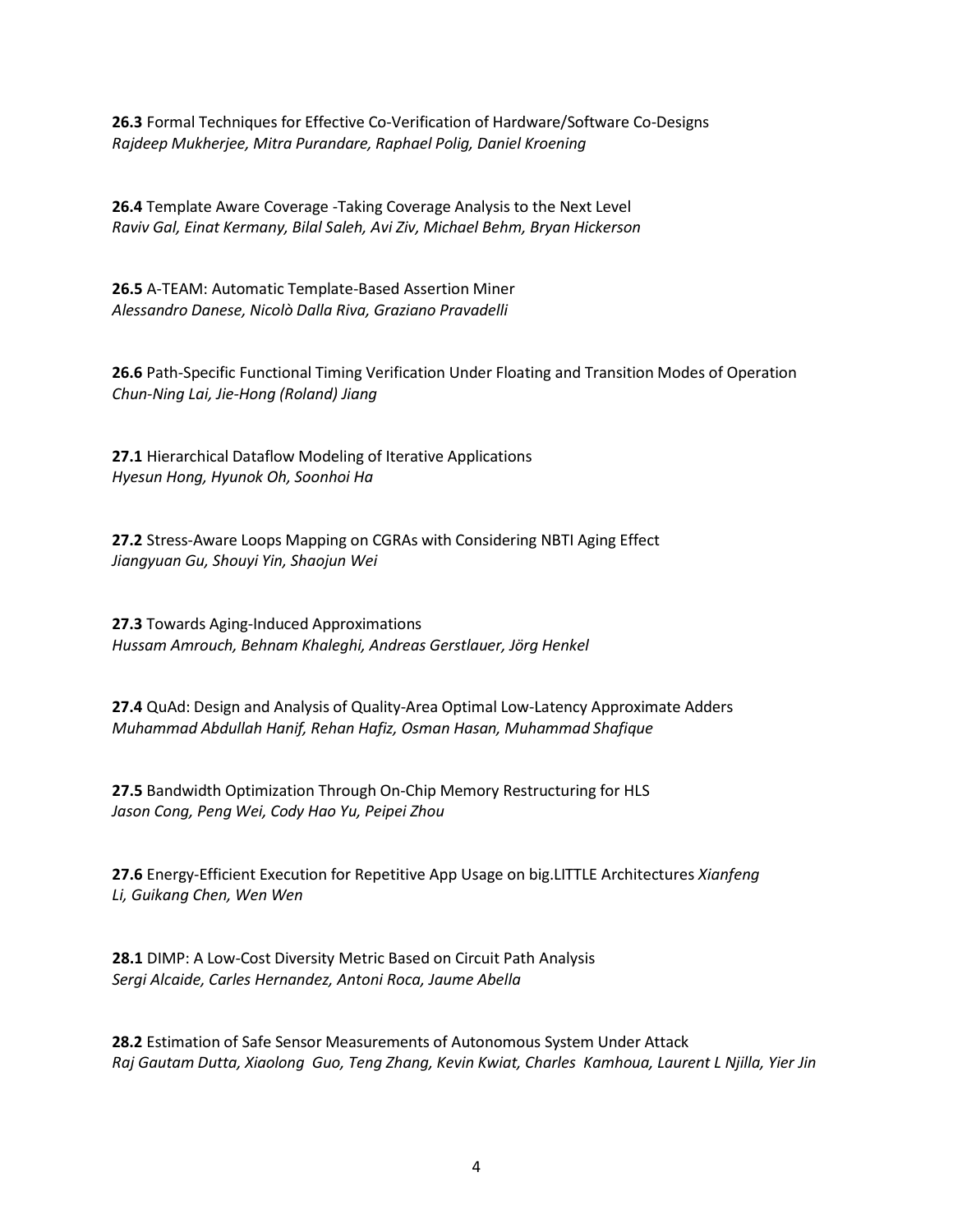**26.3** Formal Techniques for Effective Co-Verification of Hardware/Software Co-Designs
*Rajdeep Mukherjee, Mitra Purandare, Raphael Polig, Daniel Kroening*

**26.4** Template Aware Coverage -Taking Coverage Analysis to the Next Level
*Raviv Gal, Einat Kermany, Bilal Saleh, Avi Ziv, Michael Behm, Bryan Hickerson*

**26.5** A-TEAM: Automatic Template-Based Assertion Miner
*Alessandro Danese, Nicolò Dalla Riva, Graziano Pravadelli*

**26.6** Path-Specific Functional Timing Verification Under Floating and Transition Modes of Operation
*Chun-Ning Lai, Jie-Hong (Roland) Jiang*

**27.1** Hierarchical Dataflow Modeling of Iterative Applications
*Hyesun Hong, Hyunok Oh, Soonhoi Ha*

**27.2** Stress-Aware Loops Mapping on CGRAs with Considering NBTI Aging Effect
*Jiangyuan Gu, Shouyi Yin, Shaojun Wei*

**27.3** Towards Aging-Induced Approximations
*Hussam Amrouch, Behnam Khaleghi, Andreas Gerstlauer, Jörg Henkel*

**27.4** QuAd: Design and Analysis of Quality-Area Optimal Low-Latency Approximate Adders
*Muhammad Abdullah Hanif, Rehan Hafiz, Osman Hasan, Muhammad Shafique*

**27.5** Bandwidth Optimization Through On-Chip Memory Restructuring for HLS
*Jason Cong, Peng Wei, Cody Hao Yu, Peipei Zhou*

**27.6** Energy-Efficient Execution for Repetitive App Usage on big.LITTLE Architectures *Xianfeng Li, Guikang Chen, Wen Wen*

**28.1** DIMP: A Low-Cost Diversity Metric Based on Circuit Path Analysis
*Sergi Alcaide, Carles Hernandez, Antoni Roca, Jaume Abella*

**28.2** Estimation of Safe Sensor Measurements of Autonomous System Under Attack
*Raj Gautam Dutta, Xiaolong Guo, Teng Zhang, Kevin Kwiat, Charles Kamhoua, Laurent L Njilla, Yier Jin*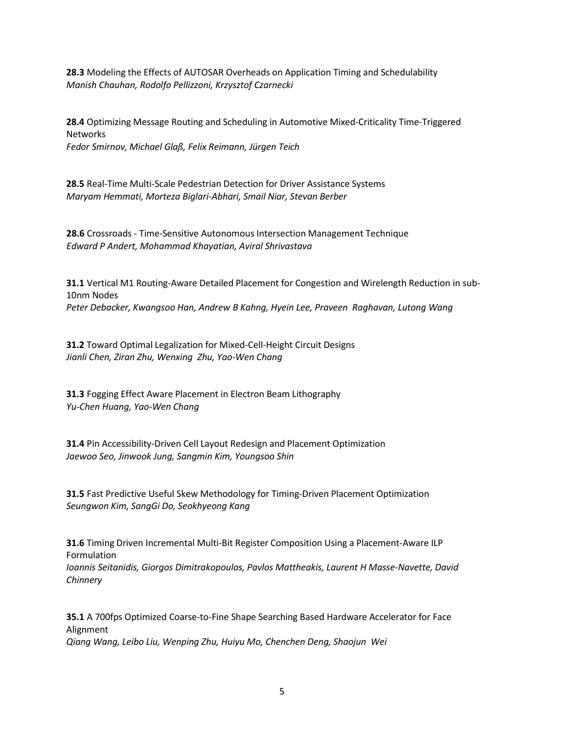**28.3** Modeling the Effects of AUTOSAR Overheads on Application Timing and Schedulability
*Manish Chauhan, Rodolfo Pellizzoni, Krzysztof Czarnecki*

**28.4** Optimizing Message Routing and Scheduling in Automotive Mixed-Criticality Time-Triggered Networks
*Fedor Smirnov, Michael Glaß, Felix Reimann, Jürgen Teich*

**28.5** Real-Time Multi-Scale Pedestrian Detection for Driver Assistance Systems
*Maryam Hemmati, Morteza Biglari-Abhari, Smail Niar, Stevan Berber*

**28.6** Crossroads - Time-Sensitive Autonomous Intersection Management Technique
*Edward P Andert, Mohammad Khayatian, Aviral Shrivastava*

**31.1** Vertical M1 Routing-Aware Detailed Placement for Congestion and Wirelength Reduction in sub-10nm Nodes
*Peter Debacker, Kwangsoo Han, Andrew B Kahng, Hyein Lee, Praveen Raghavan, Lutong Wang*

**31.2** Toward Optimal Legalization for Mixed-Cell-Height Circuit Designs
*Jianli Chen, Ziran Zhu, Wenxing Zhu, Yao-Wen Chang*

**31.3** Fogging Effect Aware Placement in Electron Beam Lithography
*Yu-Chen Huang, Yao-Wen Chang*

**31.4** Pin Accessibility-Driven Cell Layout Redesign and Placement Optimization
*Jaewoo Seo, Jinwook Jung, Sangmin Kim, Youngsoo Shin*

**31.5** Fast Predictive Useful Skew Methodology for Timing-Driven Placement Optimization
*Seungwon Kim, SangGi Do, Seokhyeong Kang*

**31.6** Timing Driven Incremental Multi-Bit Register Composition Using a Placement-Aware ILP Formulation
*Ioannis Seitanidis, Giorgos Dimitrakopoulos, Pavlos Mattheakis, Laurent H Masse-Navette, David Chinnery*

**35.1** A 700fps Optimized Coarse-to-Fine Shape Searching Based Hardware Accelerator for Face Alignment
*Qiang Wang, Leibo Liu, Wenping Zhu, Huiyu Mo, Chenchen Deng, Shaojun Wei*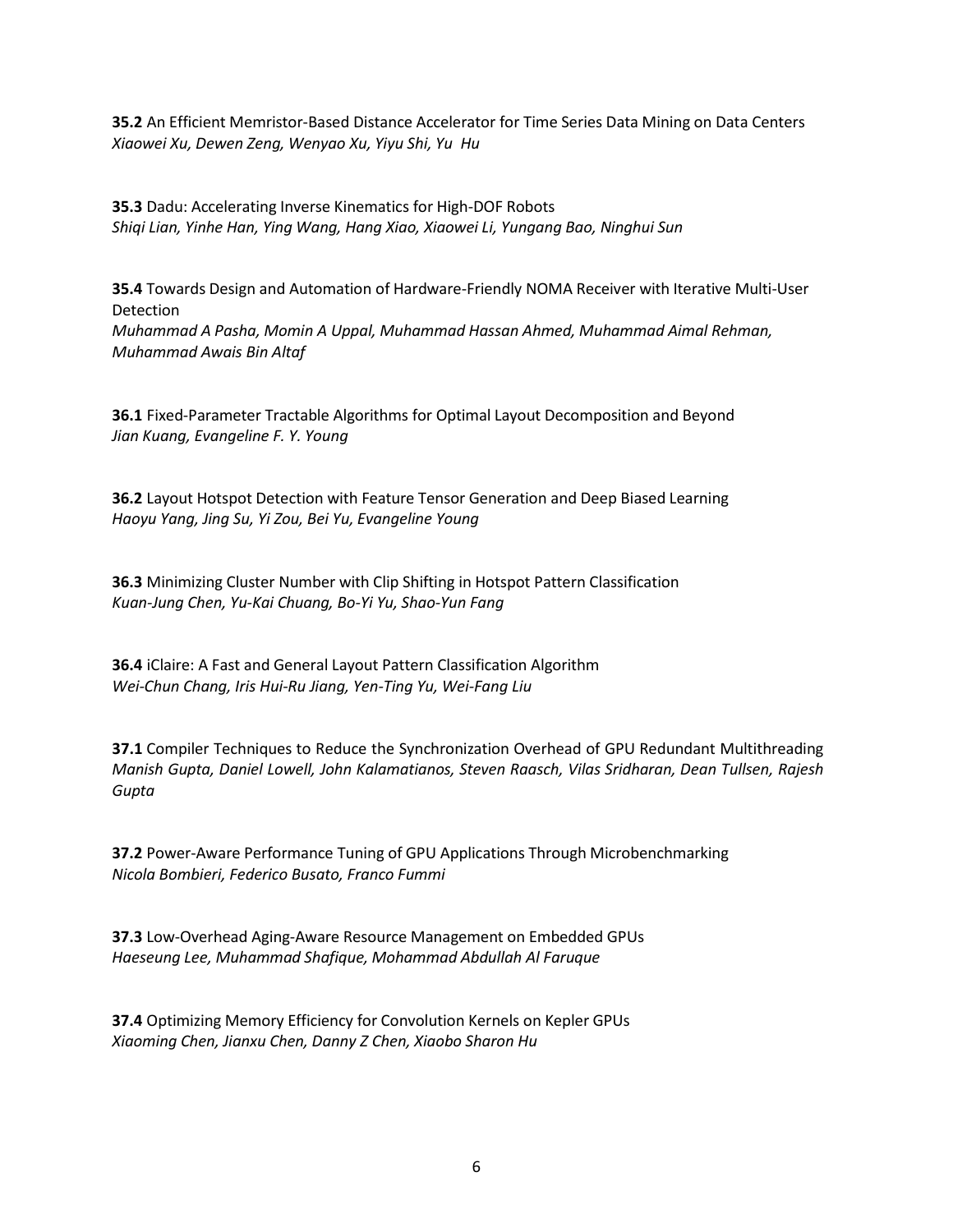**35.2** An Efficient Memristor-Based Distance Accelerator for Time Series Data Mining on Data Centers
*Xiaowei Xu, Dewen Zeng, Wenyao Xu, Yiyu Shi, Yu Hu*

**35.3** Dadu: Accelerating Inverse Kinematics for High-DOF Robots
*Shiqi Lian, Yinhe Han, Ying Wang, Hang Xiao, Xiaowei Li, Yungang Bao, Ninghui Sun*

**35.4** Towards Design and Automation of Hardware-Friendly NOMA Receiver with Iterative Multi-User Detection
*Muhammad A Pasha, Momin A Uppal, Muhammad Hassan Ahmed, Muhammad Aimal Rehman, Muhammad Awais Bin Altaf*

**36.1** Fixed-Parameter Tractable Algorithms for Optimal Layout Decomposition and Beyond
*Jian Kuang, Evangeline F. Y. Young*

**36.2** Layout Hotspot Detection with Feature Tensor Generation and Deep Biased Learning
*Haoyu Yang, Jing Su, Yi Zou, Bei Yu, Evangeline Young*

**36.3** Minimizing Cluster Number with Clip Shifting in Hotspot Pattern Classification
*Kuan-Jung Chen, Yu-Kai Chuang, Bo-Yi Yu, Shao-Yun Fang*

**36.4** iClaire: A Fast and General Layout Pattern Classification Algorithm
*Wei-Chun Chang, Iris Hui-Ru Jiang, Yen-Ting Yu, Wei-Fang Liu*

**37.1** Compiler Techniques to Reduce the Synchronization Overhead of GPU Redundant Multithreading
*Manish Gupta, Daniel Lowell, John Kalamatianos, Steven Raasch, Vilas Sridharan, Dean Tullsen, Rajesh Gupta*

**37.2** Power-Aware Performance Tuning of GPU Applications Through Microbenchmarking
*Nicola Bombieri, Federico Busato, Franco Fummi*

**37.3** Low-Overhead Aging-Aware Resource Management on Embedded GPUs
*Haeseung Lee, Muhammad Shafique, Mohammad Abdullah Al Faruque*

**37.4** Optimizing Memory Efficiency for Convolution Kernels on Kepler GPUs
*Xiaoming Chen, Jianxu Chen, Danny Z Chen, Xiaobo Sharon Hu*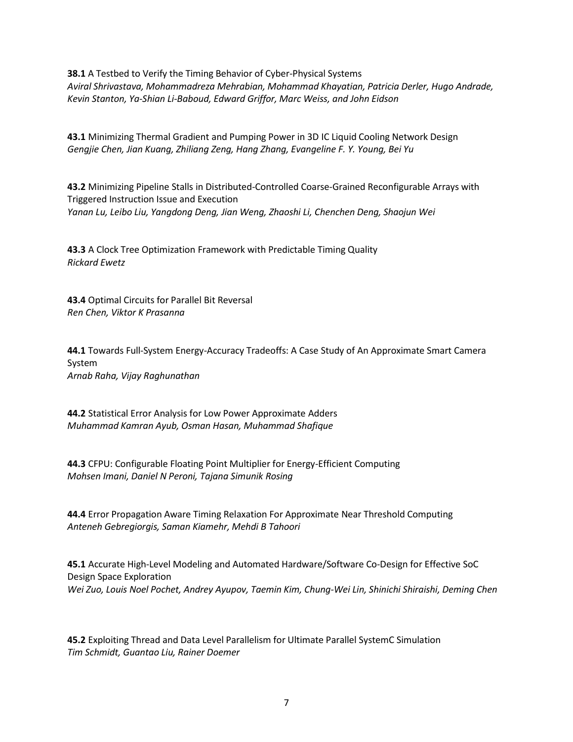**38.1** A Testbed to Verify the Timing Behavior of Cyber-Physical Systems
*Aviral Shrivastava, Mohammadreza Mehrabian, Mohammad Khayatian, Patricia Derler, Hugo Andrade, Kevin Stanton, Ya-Shian Li-Baboud, Edward Griffor, Marc Weiss, and John Eidson*

**43.1** Minimizing Thermal Gradient and Pumping Power in 3D IC Liquid Cooling Network Design
*Gengjie Chen, Jian Kuang, Zhiliang Zeng, Hang Zhang, Evangeline F. Y. Young, Bei Yu*

**43.2** Minimizing Pipeline Stalls in Distributed-Controlled Coarse-Grained Reconfigurable Arrays with Triggered Instruction Issue and Execution
*Yanan Lu, Leibo Liu, Yangdong Deng, Jian Weng, Zhaoshi Li, Chenchen Deng, Shaojun Wei*

**43.3** A Clock Tree Optimization Framework with Predictable Timing Quality
*Rickard Ewetz*

**43.4** Optimal Circuits for Parallel Bit Reversal
*Ren Chen, Viktor K Prasanna*

**44.1** Towards Full-System Energy-Accuracy Tradeoffs: A Case Study of An Approximate Smart Camera System
*Arnab Raha, Vijay Raghunathan*

**44.2** Statistical Error Analysis for Low Power Approximate Adders
*Muhammad Kamran Ayub, Osman Hasan, Muhammad Shafique*

**44.3** CFPU: Configurable Floating Point Multiplier for Energy-Efficient Computing
*Mohsen Imani, Daniel N Peroni, Tajana Simunik Rosing*

**44.4** Error Propagation Aware Timing Relaxation For Approximate Near Threshold Computing
*Anteneh Gebregiorgis, Saman Kiamehr, Mehdi B Tahoori*

**45.1** Accurate High-Level Modeling and Automated Hardware/Software Co-Design for Effective SoC Design Space Exploration
*Wei Zuo, Louis Noel Pochet, Andrey Ayupov, Taemin Kim, Chung-Wei Lin, Shinichi Shiraishi, Deming Chen*

**45.2** Exploiting Thread and Data Level Parallelism for Ultimate Parallel SystemC Simulation
*Tim Schmidt, Guantao Liu, Rainer Doemer*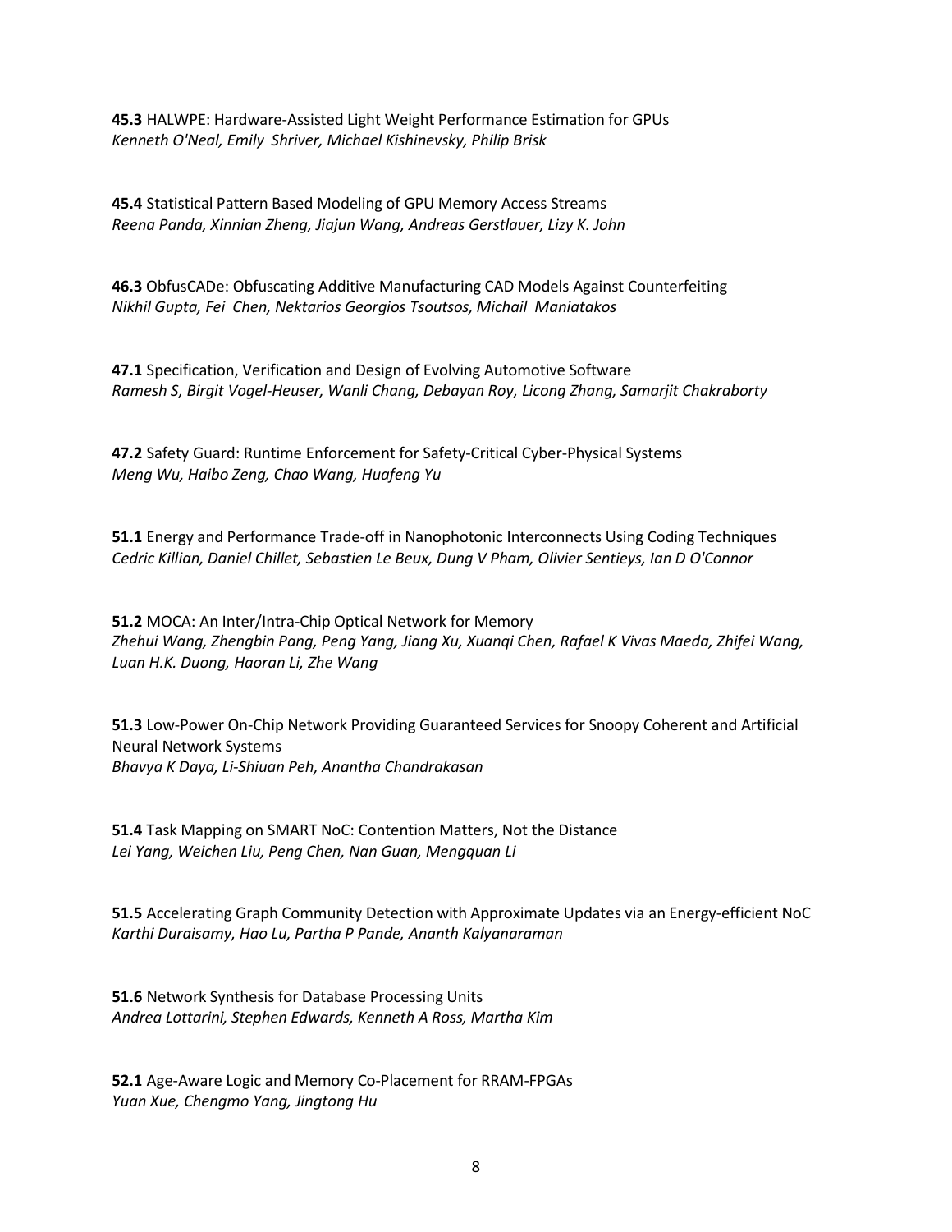**45.3** HALWPE: Hardware-Assisted Light Weight Performance Estimation for GPUs
*Kenneth O'Neal, Emily Shriver, Michael Kishinevsky, Philip Brisk*

**45.4** Statistical Pattern Based Modeling of GPU Memory Access Streams
*Reena Panda, Xinnian Zheng, Jiajun Wang, Andreas Gerstlauer, Lizy K. John*

**46.3** ObfusCADe: Obfuscating Additive Manufacturing CAD Models Against Counterfeiting
*Nikhil Gupta, Fei Chen, Nektarios Georgios Tsoutsos, Michail Maniatakos*

**47.1** Specification, Verification and Design of Evolving Automotive Software
*Ramesh S, Birgit Vogel-Heuser, Wanli Chang, Debayan Roy, Licong Zhang, Samarjit Chakraborty*

**47.2** Safety Guard: Runtime Enforcement for Safety-Critical Cyber-Physical Systems
*Meng Wu, Haibo Zeng, Chao Wang, Huafeng Yu*

**51.1** Energy and Performance Trade-off in Nanophotonic Interconnects Using Coding Techniques
*Cedric Killian, Daniel Chillet, Sebastien Le Beux, Dung V Pham, Olivier Sentieys, Ian D O'Connor*

**51.2** MOCA: An Inter/Intra-Chip Optical Network for Memory
*Zhehui Wang, Zhengbin Pang, Peng Yang, Jiang Xu, Xuanqi Chen, Rafael K Vivas Maeda, Zhifei Wang, Luan H.K. Duong, Haoran Li, Zhe Wang*

**51.3** Low-Power On-Chip Network Providing Guaranteed Services for Snoopy Coherent and Artificial Neural Network Systems
*Bhavya K Daya, Li-Shiuan Peh, Anantha Chandrakasan*

**51.4** Task Mapping on SMART NoC: Contention Matters, Not the Distance
*Lei Yang, Weichen Liu, Peng Chen, Nan Guan, Mengquan Li*

**51.5** Accelerating Graph Community Detection with Approximate Updates via an Energy-efficient NoC
*Karthi Duraisamy, Hao Lu, Partha P Pande, Ananth Kalyanaraman*

**51.6** Network Synthesis for Database Processing Units
*Andrea Lottarini, Stephen Edwards, Kenneth A Ross, Martha Kim*

**52.1** Age-Aware Logic and Memory Co-Placement for RRAM-FPGAs
*Yuan Xue, Chengmo Yang, Jingtong Hu*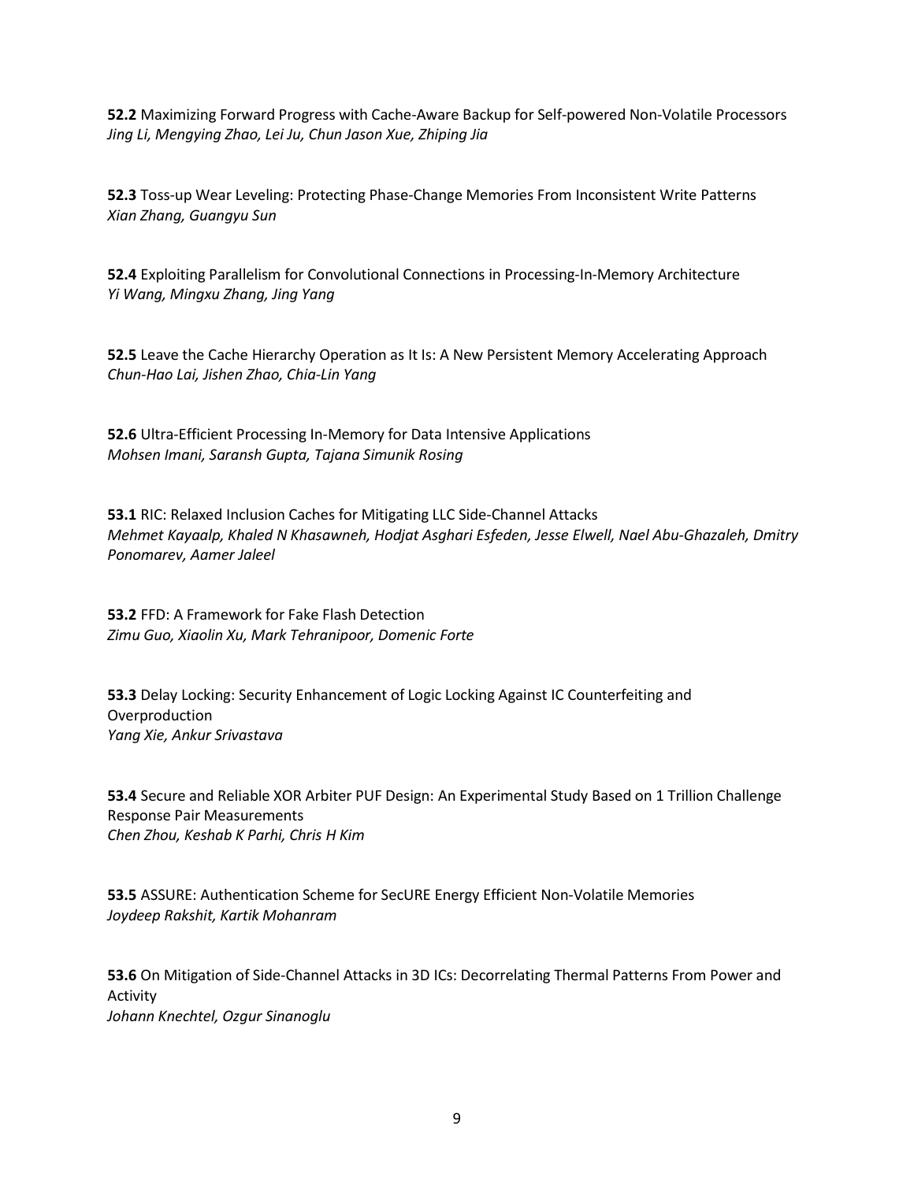**52.2** Maximizing Forward Progress with Cache-Aware Backup for Self-powered Non-Volatile Processors
*Jing Li, Mengying Zhao, Lei Ju, Chun Jason Xue, Zhiping Jia*

**52.3** Toss-up Wear Leveling: Protecting Phase-Change Memories From Inconsistent Write Patterns
*Xian Zhang, Guangyu Sun*

**52.4** Exploiting Parallelism for Convolutional Connections in Processing-In-Memory Architecture
*Yi Wang, Mingxu Zhang, Jing Yang*

**52.5** Leave the Cache Hierarchy Operation as It Is: A New Persistent Memory Accelerating Approach
*Chun-Hao Lai, Jishen Zhao, Chia-Lin Yang*

**52.6** Ultra-Efficient Processing In-Memory for Data Intensive Applications
*Mohsen Imani, Saransh Gupta, Tajana Simunik Rosing*

**53.1** RIC: Relaxed Inclusion Caches for Mitigating LLC Side-Channel Attacks
*Mehmet Kayaalp, Khaled N Khasawneh, Hodjat Asghari Esfeden, Jesse Elwell, Nael Abu-Ghazaleh, Dmitry Ponomarev, Aamer Jaleel*

**53.2** FFD: A Framework for Fake Flash Detection
*Zimu Guo, Xiaolin Xu, Mark Tehranipoor, Domenic Forte*

**53.3** Delay Locking: Security Enhancement of Logic Locking Against IC Counterfeiting and Overproduction
*Yang Xie, Ankur Srivastava*

**53.4** Secure and Reliable XOR Arbiter PUF Design: An Experimental Study Based on 1 Trillion Challenge Response Pair Measurements
*Chen Zhou, Keshab K Parhi, Chris H Kim*

**53.5** ASSURE: Authentication Scheme for SecURE Energy Efficient Non-Volatile Memories
*Joydeep Rakshit, Kartik Mohanram*

**53.6** On Mitigation of Side-Channel Attacks in 3D ICs: Decorrelating Thermal Patterns From Power and Activity
*Johann Knechtel, Ozgur Sinanoglu*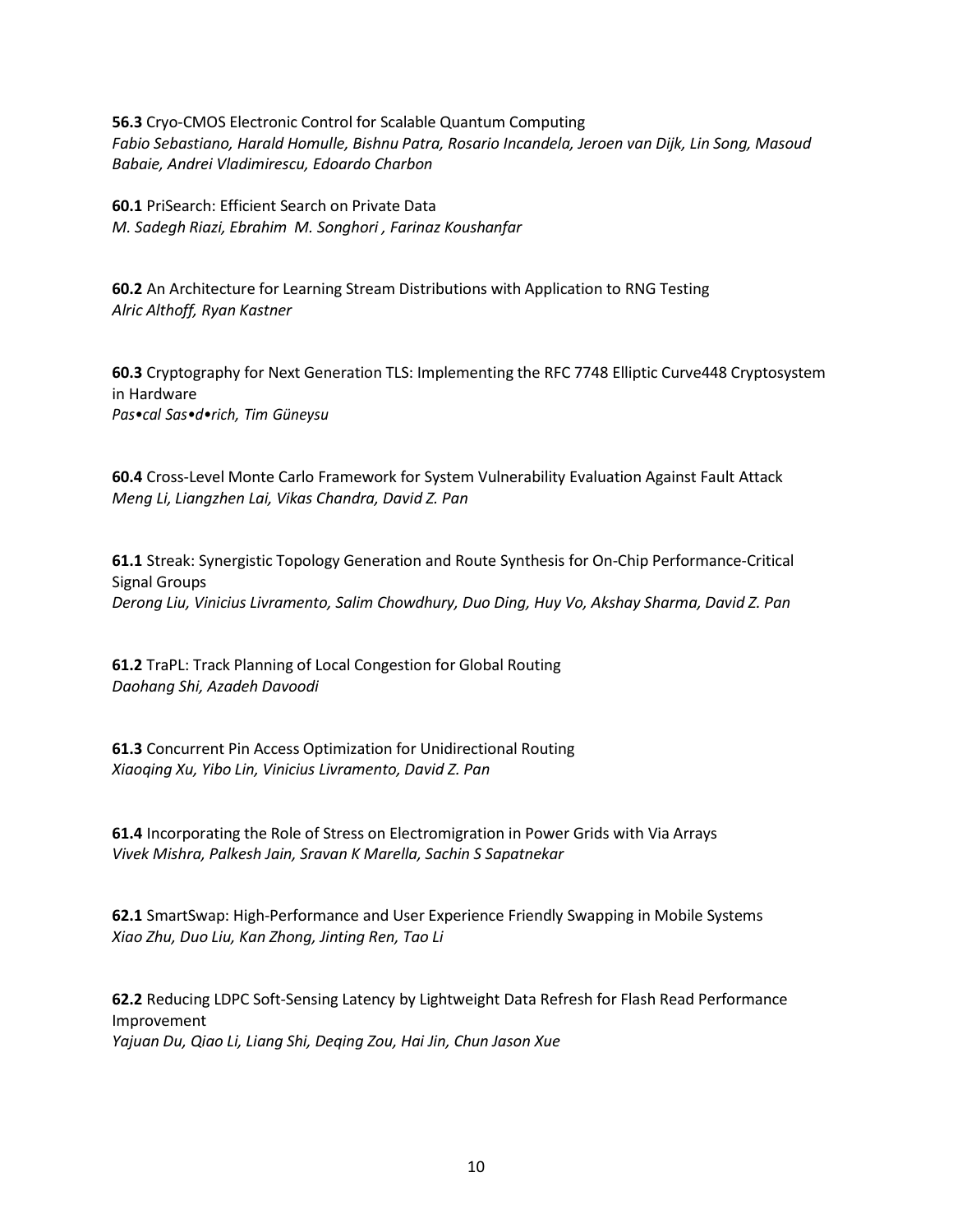**56.3** Cryo-CMOS Electronic Control for Scalable Quantum Computing
*Fabio Sebastiano, Harald Homulle, Bishnu Patra, Rosario Incandela, Jeroen van Dijk, Lin Song, Masoud Babaie, Andrei Vladimirescu, Edoardo Charbon*

**60.1** PriSearch: Efficient Search on Private Data
*M. Sadegh Riazi, Ebrahim M. Songhori , Farinaz Koushanfar*

**60.2** An Architecture for Learning Stream Distributions with Application to RNG Testing
*Alric Althoff, Ryan Kastner*

**60.3** Cryptography for Next Generation TLS: Implementing the RFC 7748 Elliptic Curve448 Cryptosystem in Hardware
*Pas•cal Sas•d•rich, Tim Güneysu*

**60.4** Cross-Level Monte Carlo Framework for System Vulnerability Evaluation Against Fault Attack
*Meng Li, Liangzhen Lai, Vikas Chandra, David Z. Pan*

**61.1** Streak: Synergistic Topology Generation and Route Synthesis for On-Chip Performance-Critical Signal Groups
*Derong Liu, Vinicius Livramento, Salim Chowdhury, Duo Ding, Huy Vo, Akshay Sharma, David Z. Pan*

**61.2** TraPL: Track Planning of Local Congestion for Global Routing
*Daohang Shi, Azadeh Davoodi*

**61.3** Concurrent Pin Access Optimization for Unidirectional Routing
*Xiaoqing Xu, Yibo Lin, Vinicius Livramento, David Z. Pan*

**61.4** Incorporating the Role of Stress on Electromigration in Power Grids with Via Arrays
*Vivek Mishra, Palkesh Jain, Sravan K Marella, Sachin S Sapatnekar*

**62.1** SmartSwap: High-Performance and User Experience Friendly Swapping in Mobile Systems
*Xiao Zhu, Duo Liu, Kan Zhong, Jinting Ren, Tao Li*

**62.2** Reducing LDPC Soft-Sensing Latency by Lightweight Data Refresh for Flash Read Performance Improvement
*Yajuan Du, Qiao Li, Liang Shi, Deqing Zou, Hai Jin, Chun Jason Xue*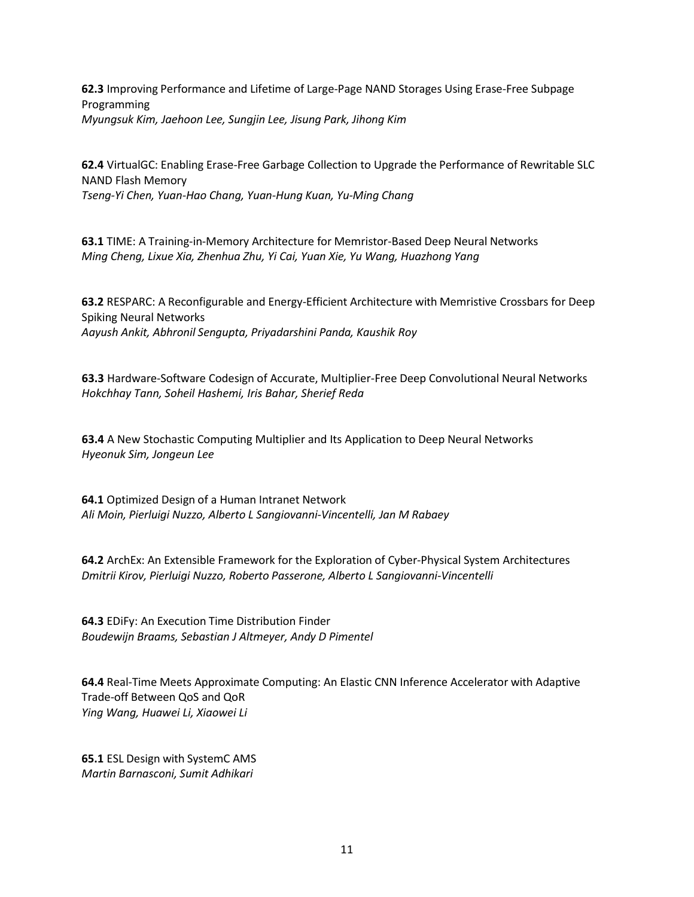**62.3** Improving Performance and Lifetime of Large-Page NAND Storages Using Erase-Free Subpage Programming
*Myungsuk Kim, Jaehoon Lee, Sungjin Lee, Jisung Park, Jihong Kim*

**62.4** VirtualGC: Enabling Erase-Free Garbage Collection to Upgrade the Performance of Rewritable SLC NAND Flash Memory
*Tseng-Yi Chen, Yuan-Hao Chang, Yuan-Hung Kuan, Yu-Ming Chang*

**63.1** TIME: A Training-in-Memory Architecture for Memristor-Based Deep Neural Networks
*Ming Cheng, Lixue Xia, Zhenhua Zhu, Yi Cai, Yuan Xie, Yu Wang, Huazhong Yang*

**63.2** RESPARC: A Reconfigurable and Energy-Efficient Architecture with Memristive Crossbars for Deep Spiking Neural Networks
*Aayush Ankit, Abhronil Sengupta, Priyadarshini Panda, Kaushik Roy*

**63.3** Hardware-Software Codesign of Accurate, Multiplier-Free Deep Convolutional Neural Networks
*Hokchhay Tann, Soheil Hashemi, Iris Bahar, Sherief Reda*

**63.4** A New Stochastic Computing Multiplier and Its Application to Deep Neural Networks
*Hyeonuk Sim, Jongeun Lee*

**64.1** Optimized Design of a Human Intranet Network
*Ali Moin, Pierluigi Nuzzo, Alberto L Sangiovanni-Vincentelli, Jan M Rabaey*

**64.2** ArchEx: An Extensible Framework for the Exploration of Cyber-Physical System Architectures
*Dmitrii Kirov, Pierluigi Nuzzo, Roberto Passerone, Alberto L Sangiovanni-Vincentelli*

**64.3** EDiFy: An Execution Time Distribution Finder
*Boudewijn Braams, Sebastian J Altmeyer, Andy D Pimentel*

**64.4** Real-Time Meets Approximate Computing: An Elastic CNN Inference Accelerator with Adaptive Trade-off Between QoS and QoR
*Ying Wang, Huawei Li, Xiaowei Li*

**65.1** ESL Design with SystemC AMS
*Martin Barnasconi, Sumit Adhikari*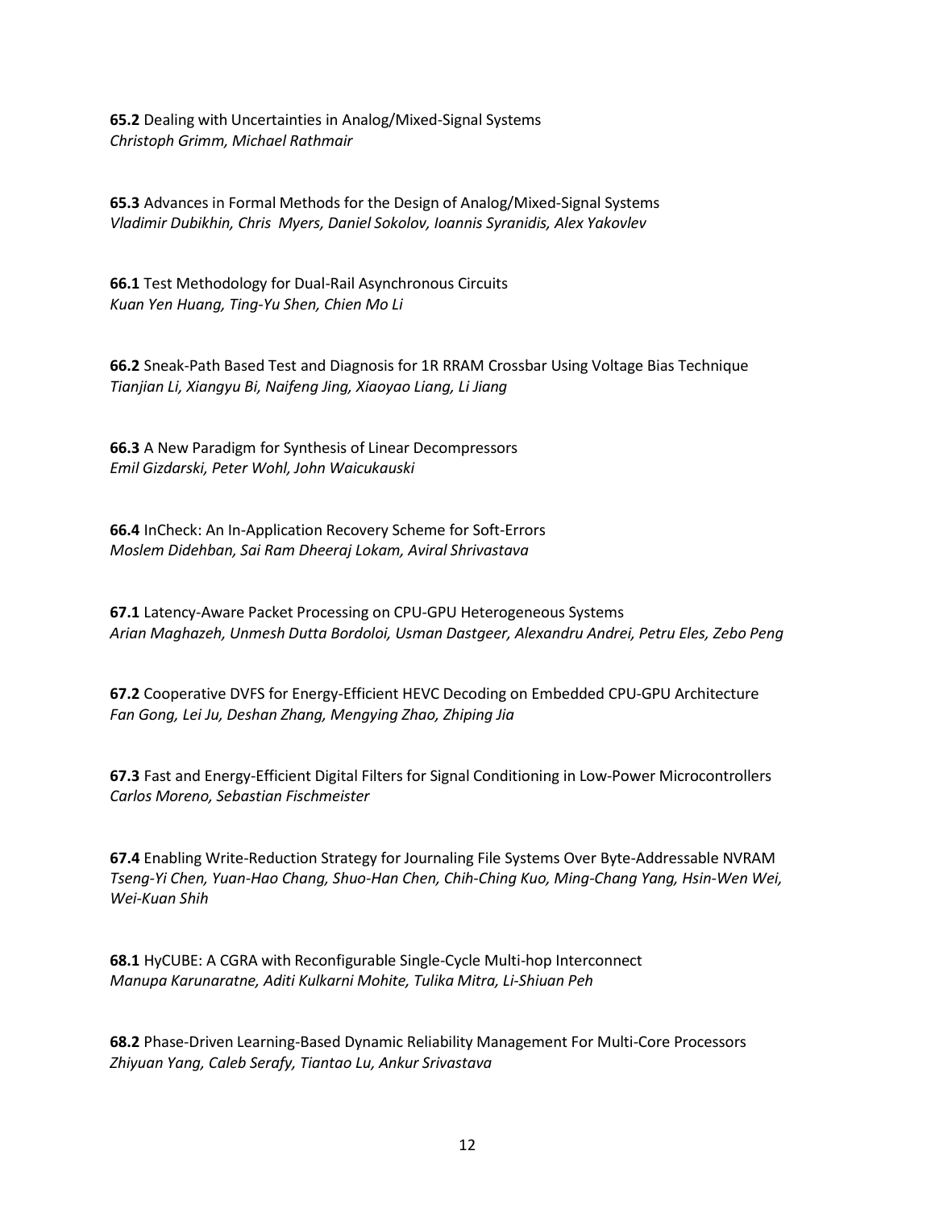**65.2** Dealing with Uncertainties in Analog/Mixed-Signal Systems
*Christoph Grimm, Michael Rathmair*

**65.3** Advances in Formal Methods for the Design of Analog/Mixed-Signal Systems
*Vladimir Dubikhin, Chris Myers, Daniel Sokolov, Ioannis Syranidis, Alex Yakovlev*

**66.1** Test Methodology for Dual-Rail Asynchronous Circuits
*Kuan Yen Huang, Ting-Yu Shen, Chien Mo Li*

**66.2** Sneak-Path Based Test and Diagnosis for 1R RRAM Crossbar Using Voltage Bias Technique
*Tianjian Li, Xiangyu Bi, Naifeng Jing, Xiaoyao Liang, Li Jiang*

**66.3** A New Paradigm for Synthesis of Linear Decompressors
*Emil Gizdarski, Peter Wohl, John Waicukauski*

**66.4** InCheck: An In-Application Recovery Scheme for Soft-Errors
*Moslem Didehban, Sai Ram Dheeraj Lokam, Aviral Shrivastava*

**67.1** Latency-Aware Packet Processing on CPU-GPU Heterogeneous Systems
*Arian Maghazeh, Unmesh Dutta Bordoloi, Usman Dastgeer, Alexandru Andrei, Petru Eles, Zebo Peng*

**67.2** Cooperative DVFS for Energy-Efficient HEVC Decoding on Embedded CPU-GPU Architecture
*Fan Gong, Lei Ju, Deshan Zhang, Mengying Zhao, Zhiping Jia*

**67.3** Fast and Energy-Efficient Digital Filters for Signal Conditioning in Low-Power Microcontrollers
*Carlos Moreno, Sebastian Fischmeister*

**67.4** Enabling Write-Reduction Strategy for Journaling File Systems Over Byte-Addressable NVRAM
*Tseng-Yi Chen, Yuan-Hao Chang, Shuo-Han Chen, Chih-Ching Kuo, Ming-Chang Yang, Hsin-Wen Wei, Wei-Kuan Shih*

**68.1** HyCUBE: A CGRA with Reconfigurable Single-Cycle Multi-hop Interconnect
*Manupa Karunaratne, Aditi Kulkarni Mohite, Tulika Mitra, Li-Shiuan Peh*

**68.2** Phase-Driven Learning-Based Dynamic Reliability Management For Multi-Core Processors
*Zhiyuan Yang, Caleb Serafy, Tiantao Lu, Ankur Srivastava*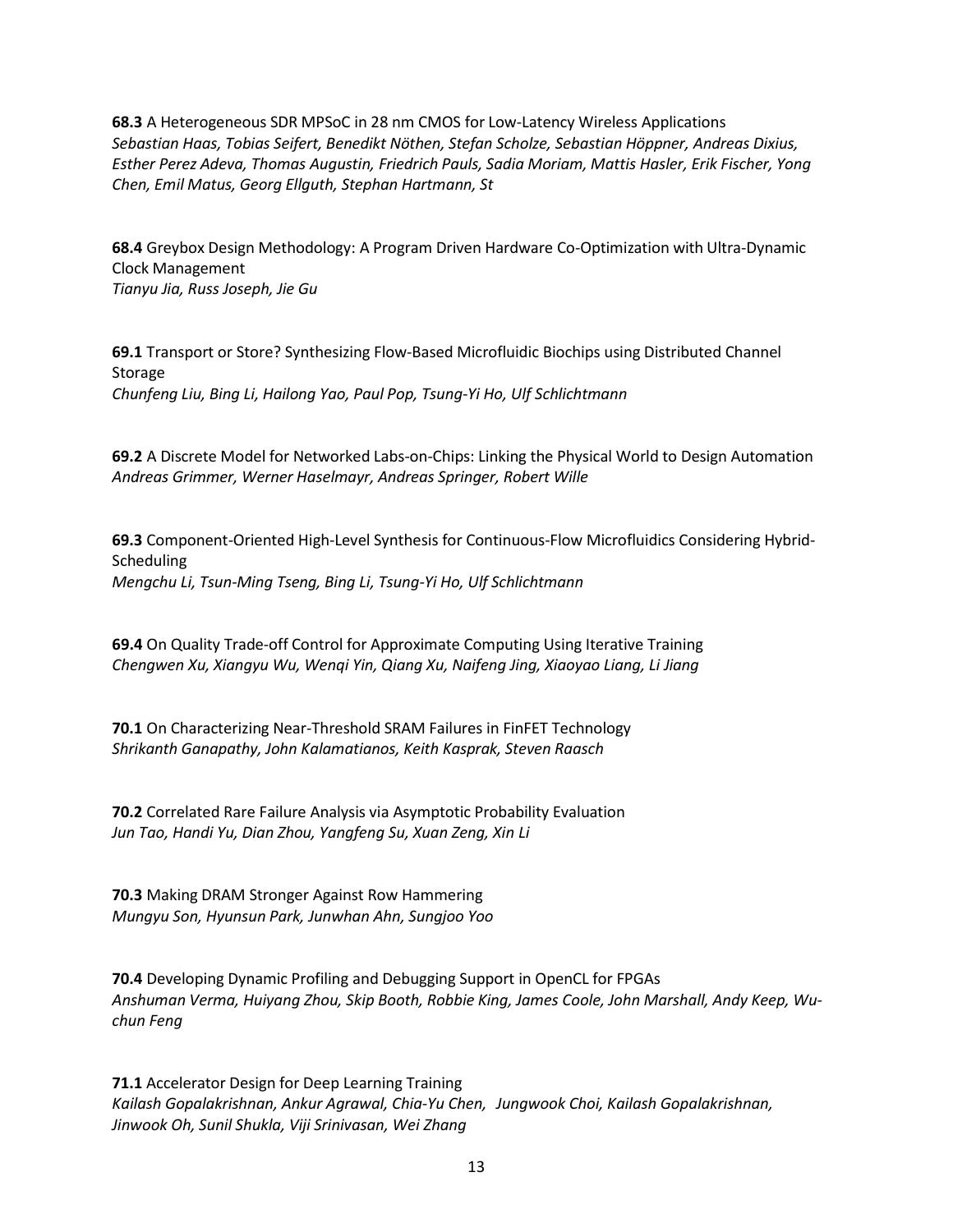**68.3** A Heterogeneous SDR MPSoC in 28 nm CMOS for Low-Latency Wireless Applications
*Sebastian Haas, Tobias Seifert, Benedikt Nöthen, Stefan Scholze, Sebastian Höppner, Andreas Dixius, Esther Perez Adeva, Thomas Augustin, Friedrich Pauls, Sadia Moriam, Mattis Hasler, Erik Fischer, Yong Chen, Emil Matus, Georg Ellguth, Stephan Hartmann, St*

**68.4** Greybox Design Methodology: A Program Driven Hardware Co-Optimization with Ultra-Dynamic Clock Management
*Tianyu Jia, Russ Joseph, Jie Gu*

**69.1** Transport or Store? Synthesizing Flow-Based Microfluidic Biochips using Distributed Channel Storage
*Chunfeng Liu, Bing Li, Hailong Yao, Paul Pop, Tsung-Yi Ho, Ulf Schlichtmann*

**69.2** A Discrete Model for Networked Labs-on-Chips: Linking the Physical World to Design Automation
*Andreas Grimmer, Werner Haselmayr, Andreas Springer, Robert Wille*

**69.3** Component-Oriented High-Level Synthesis for Continuous-Flow Microfluidics Considering Hybrid-Scheduling
*Mengchu Li, Tsun-Ming Tseng, Bing Li, Tsung-Yi Ho, Ulf Schlichtmann*

**69.4** On Quality Trade-off Control for Approximate Computing Using Iterative Training
*Chengwen Xu, Xiangyu Wu, Wenqi Yin, Qiang Xu, Naifeng Jing, Xiaoyao Liang, Li Jiang*

**70.1** On Characterizing Near-Threshold SRAM Failures in FinFET Technology
*Shrikanth Ganapathy, John Kalamatianos, Keith Kasprak, Steven Raasch*

**70.2** Correlated Rare Failure Analysis via Asymptotic Probability Evaluation
*Jun Tao, Handi Yu, Dian Zhou, Yangfeng Su, Xuan Zeng, Xin Li*

**70.3** Making DRAM Stronger Against Row Hammering
*Mungyu Son, Hyunsun Park, Junwhan Ahn, Sungjoo Yoo*

**70.4** Developing Dynamic Profiling and Debugging Support in OpenCL for FPGAs
*Anshuman Verma, Huiyang Zhou, Skip Booth, Robbie King, James Coole, John Marshall, Andy Keep, Wu-chun Feng*

**71.1** Accelerator Design for Deep Learning Training
*Kailash Gopalakrishnan, Ankur Agrawal, Chia-Yu Chen, Jungwook Choi, Kailash Gopalakrishnan, Jinwook Oh, Sunil Shukla, Viji Srinivasan, Wei Zhang*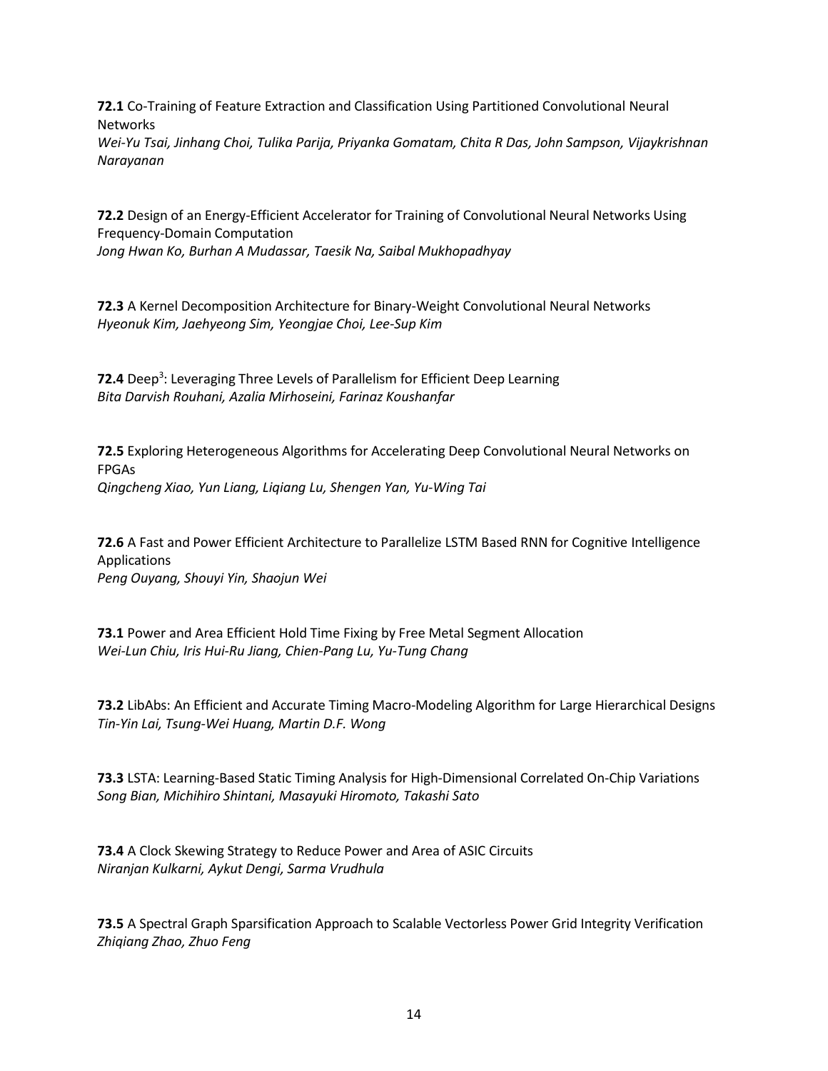**72.1** Co-Training of Feature Extraction and Classification Using Partitioned Convolutional Neural Networks
*Wei-Yu Tsai, Jinhang Choi, Tulika Parija, Priyanka Gomatam, Chita R Das, John Sampson, Vijaykrishnan Narayanan*

**72.2** Design of an Energy-Efficient Accelerator for Training of Convolutional Neural Networks Using Frequency-Domain Computation
*Jong Hwan Ko, Burhan A Mudassar, Taesik Na, Saibal Mukhopadhyay*

**72.3** A Kernel Decomposition Architecture for Binary-Weight Convolutional Neural Networks
*Hyeonuk Kim, Jaehyeong Sim, Yeongjae Choi, Lee-Sup Kim*

**72.4** Deep$^3$: Leveraging Three Levels of Parallelism for Efficient Deep Learning
*Bita Darvish Rouhani, Azalia Mirhoseini, Farinaz Koushanfar*

**72.5** Exploring Heterogeneous Algorithms for Accelerating Deep Convolutional Neural Networks on FPGAs
*Qingcheng Xiao, Yun Liang, Liqiang Lu, Shengen Yan, Yu-Wing Tai*

**72.6** A Fast and Power Efficient Architecture to Parallelize LSTM Based RNN for Cognitive Intelligence Applications
*Peng Ouyang, Shouyi Yin, Shaojun Wei*

**73.1** Power and Area Efficient Hold Time Fixing by Free Metal Segment Allocation
*Wei-Lun Chiu, Iris Hui-Ru Jiang, Chien-Pang Lu, Yu-Tung Chang*

**73.2** LibAbs: An Efficient and Accurate Timing Macro-Modeling Algorithm for Large Hierarchical Designs
*Tin-Yin Lai, Tsung-Wei Huang, Martin D.F. Wong*

**73.3** LSTA: Learning-Based Static Timing Analysis for High-Dimensional Correlated On-Chip Variations
*Song Bian, Michihiro Shintani, Masayuki Hiromoto, Takashi Sato*

**73.4** A Clock Skewing Strategy to Reduce Power and Area of ASIC Circuits
*Niranjan Kulkarni, Aykut Dengi, Sarma Vrudhula*

**73.5** A Spectral Graph Sparsification Approach to Scalable Vectorless Power Grid Integrity Verification
*Zhiqiang Zhao, Zhuo Feng*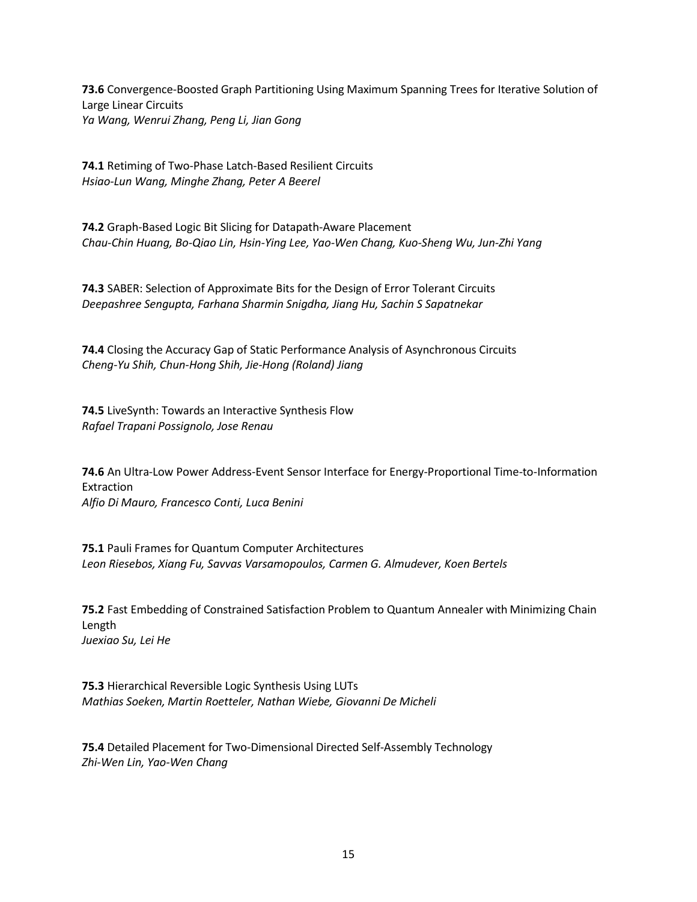**73.6** Convergence-Boosted Graph Partitioning Using Maximum Spanning Trees for Iterative Solution of Large Linear Circuits
*Ya Wang, Wenrui Zhang, Peng Li, Jian Gong*

**74.1** Retiming of Two-Phase Latch-Based Resilient Circuits
*Hsiao-Lun Wang, Minghe Zhang, Peter A Beerel*

**74.2** Graph-Based Logic Bit Slicing for Datapath-Aware Placement
*Chau-Chin Huang, Bo-Qiao Lin, Hsin-Ying Lee, Yao-Wen Chang, Kuo-Sheng Wu, Jun-Zhi Yang*

**74.3** SABER: Selection of Approximate Bits for the Design of Error Tolerant Circuits
*Deepashree Sengupta, Farhana Sharmin Snigdha, Jiang Hu, Sachin S Sapatnekar*

**74.4** Closing the Accuracy Gap of Static Performance Analysis of Asynchronous Circuits
*Cheng-Yu Shih, Chun-Hong Shih, Jie-Hong (Roland) Jiang*

**74.5** LiveSynth: Towards an Interactive Synthesis Flow
*Rafael Trapani Possignolo, Jose Renau*

**74.6** An Ultra-Low Power Address-Event Sensor Interface for Energy-Proportional Time-to-Information Extraction
*Alfio Di Mauro, Francesco Conti, Luca Benini*

**75.1** Pauli Frames for Quantum Computer Architectures
*Leon Riesebos, Xiang Fu, Savvas Varsamopoulos, Carmen G. Almudever, Koen Bertels*

**75.2** Fast Embedding of Constrained Satisfaction Problem to Quantum Annealer with Minimizing Chain Length
*Juexiao Su, Lei He*

**75.3** Hierarchical Reversible Logic Synthesis Using LUTs
*Mathias Soeken, Martin Roetteler, Nathan Wiebe, Giovanni De Micheli*

**75.4** Detailed Placement for Two-Dimensional Directed Self-Assembly Technology
*Zhi-Wen Lin, Yao-Wen Chang*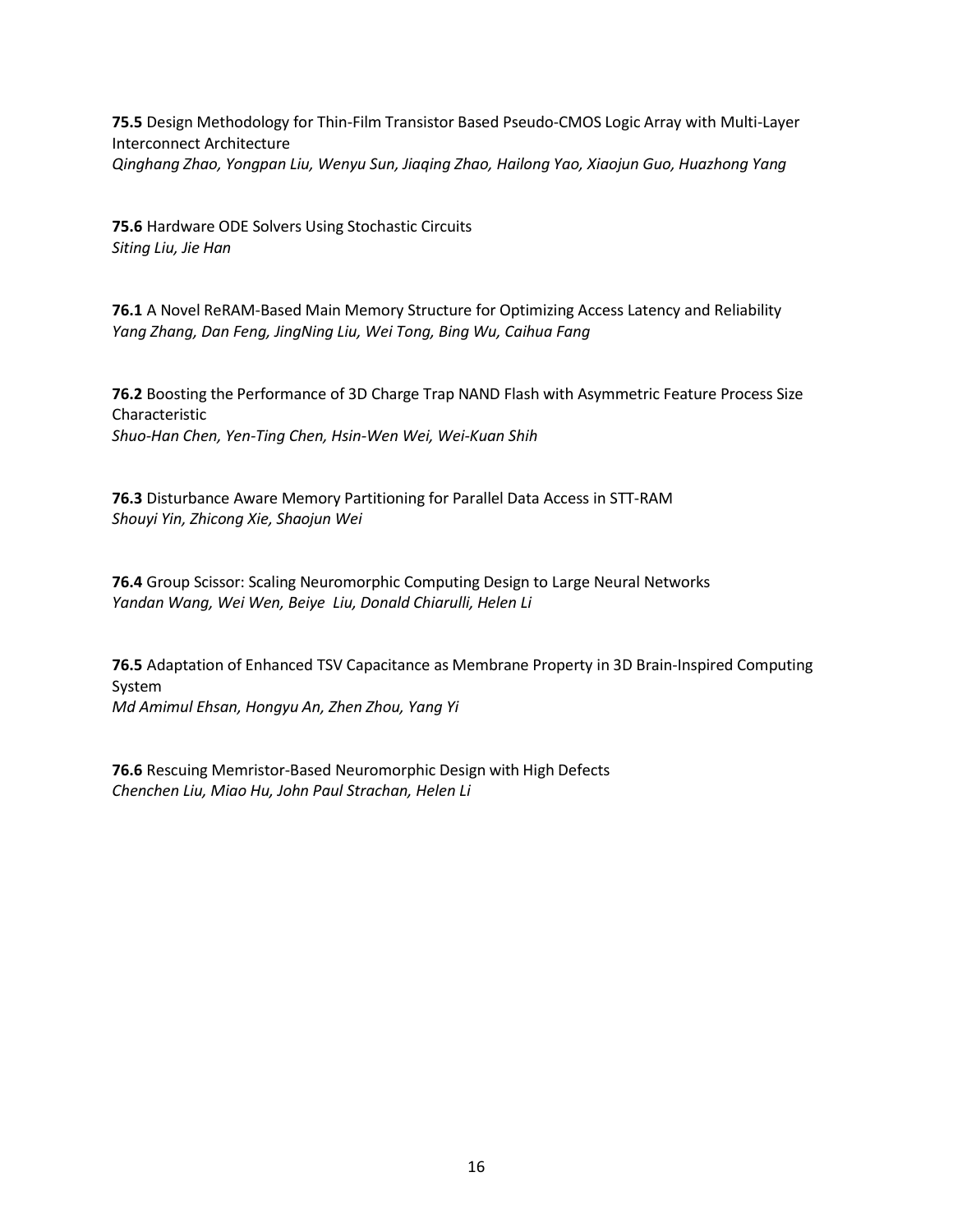**75.5** Design Methodology for Thin-Film Transistor Based Pseudo-CMOS Logic Array with Multi-Layer Interconnect Architecture
*Qinghang Zhao, Yongpan Liu, Wenyu Sun, Jiaqing Zhao, Hailong Yao, Xiaojun Guo, Huazhong Yang*

**75.6** Hardware ODE Solvers Using Stochastic Circuits
*Siting Liu, Jie Han*

**76.1** A Novel ReRAM-Based Main Memory Structure for Optimizing Access Latency and Reliability
*Yang Zhang, Dan Feng, JingNing Liu, Wei Tong, Bing Wu, Caihua Fang*

**76.2** Boosting the Performance of 3D Charge Trap NAND Flash with Asymmetric Feature Process Size Characteristic
*Shuo-Han Chen, Yen-Ting Chen, Hsin-Wen Wei, Wei-Kuan Shih*

**76.3** Disturbance Aware Memory Partitioning for Parallel Data Access in STT-RAM
*Shouyi Yin, Zhicong Xie, Shaojun Wei*

**76.4** Group Scissor: Scaling Neuromorphic Computing Design to Large Neural Networks
*Yandan Wang, Wei Wen, Beiye Liu, Donald Chiarulli, Helen Li*

**76.5** Adaptation of Enhanced TSV Capacitance as Membrane Property in 3D Brain-Inspired Computing System
*Md Amimul Ehsan, Hongyu An, Zhen Zhou, Yang Yi*

**76.6** Rescuing Memristor-Based Neuromorphic Design with High Defects
*Chenchen Liu, Miao Hu, John Paul Strachan, Helen Li*